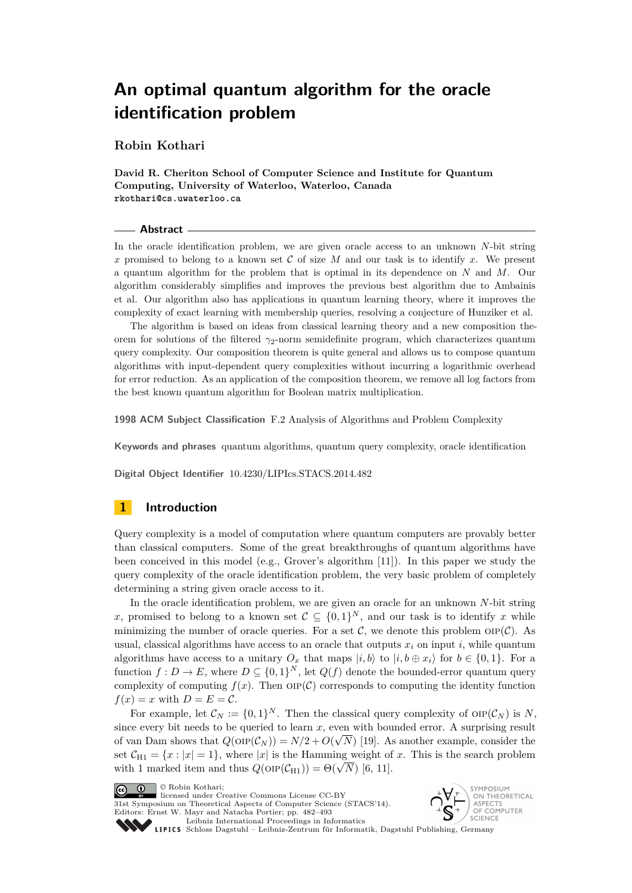# An optimal quantum algorithm for the oracle identification problem

**Robin Kothari**

**David R. Cheriton School of Computer Science and Institute for Quantum Computing, University of Waterloo, Waterloo, Canada**
**rkothari@cs.uwaterloo.ca**

## Abstract

In the oracle identification problem, we are given oracle access to an unknown $N$-bit string $x$ promised to belong to a known set $\mathcal{C}$ of size $M$ and our task is to identify $x$. We present a quantum algorithm for the problem that is optimal in its dependence on $N$ and $M$. Our algorithm considerably simplifies and improves the previous best algorithm due to Ambainis et al. Our algorithm also has applications in quantum learning theory, where it improves the complexity of exact learning with membership queries, resolving a conjecture of Hunziker et al.

The algorithm is based on ideas from classical learning theory and a new composition theorem for solutions of the filtered $\gamma_2$-norm semidefinite program, which characterizes quantum query complexity. Our composition theorem is quite general and allows us to compose quantum algorithms with input-dependent query complexities without incurring a logarithmic overhead for error reduction. As an application of the composition theorem, we remove all log factors from the best known quantum algorithm for Boolean matrix multiplication.

**1998 ACM Subject Classification** F.2 Analysis of Algorithms and Problem Complexity

**Keywords and phrases** quantum algorithms, quantum query complexity, oracle identification

**Digital Object Identifier** 10.4230/LIPIcs.STACS.2014.482

## 1 Introduction

Query complexity is a model of computation where quantum computers are provably better than classical computers. Some of the great breakthroughs of quantum algorithms have been conceived in this model (e.g., Grover's algorithm [11]). In this paper we study the query complexity of the oracle identification problem, the very basic problem of completely determining a string given oracle access to it.

In the oracle identification problem, we are given an oracle for an unknown $N$-bit string $x$, promised to belong to a known set $\mathcal{C} \subseteq \{0,1\}^N$, and our task is to identify $x$ while minimizing the number of oracle queries. For a set $\mathcal{C}$, we denote this problem $\text{OIP}(\mathcal{C})$. As usual, classical algorithms have access to an oracle that outputs $x_i$ on input $i$, while quantum algorithms have access to a unitary $O_x$ that maps $|i,b\rangle$ to $|i, b \oplus x_i\rangle$ for $b \in \{0,1\}$. For a function $f : D \to E$, where $D \subseteq \{0,1\}^N$, let $Q(f)$ denote the bounded-error quantum query complexity of computing $f(x)$. Then $\text{OIP}(\mathcal{C})$ corresponds to computing the identity function $f(x) = x$ with $D = E = \mathcal{C}$.

For example, let $\mathcal{C}_N := \{0,1\}^N$. Then the classical query complexity of $\text{OIP}(\mathcal{C}_N)$ is $N$, since every bit needs to be queried to learn $x$, even with bounded error. A surprising result of van Dam shows that $Q(\text{OIP}(\mathcal{C}_N)) = N/2 + O(\sqrt{N})$ [19]. As another example, consider the set $\mathcal{C}_{\text{H1}} = \{x : |x| = 1\}$, where $|x|$ is the Hamming weight of $x$. This is the search problem with 1 marked item and thus $Q(\text{OIP}(\mathcal{C}_{\text{H1}})) = \Theta(\sqrt{N})$ [6, 11].

© Robin Kothari;
licensed under Creative Commons License CC-BY
31st Symposium on Theoretical Aspects of Computer Science (STACS'14).
Editors: Ernst W. Mayr and Natacha Portier; pp. 482–493
Leibniz International Proceedings in Informatics
Schloss Dagstuhl – Leibniz-Zentrum für Informatik, Dagstuhl Publishing, Germany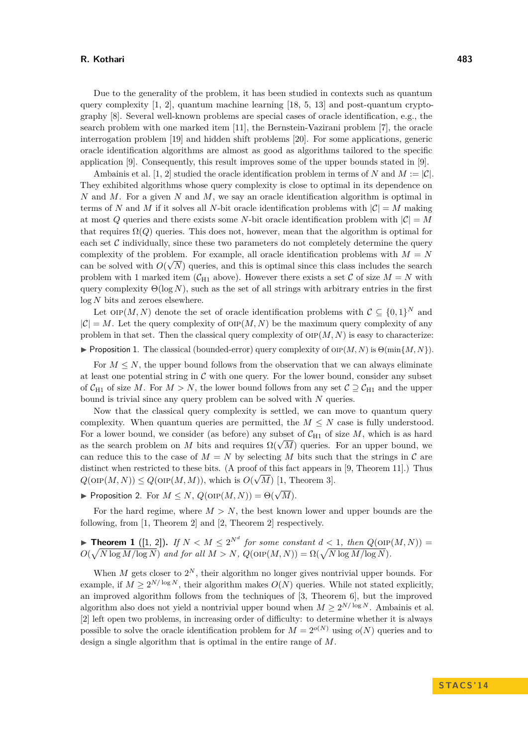Due to the generality of the problem, it has been studied in contexts such as quantum query complexity [1, 2], quantum machine learning [18, 5, 13] and post-quantum cryptography [8]. Several well-known problems are special cases of oracle identification, e.g., the search problem with one marked item [11], the Bernstein-Vazirani problem [7], the oracle interrogation problem [19] and hidden shift problems [20]. For some applications, generic oracle identification algorithms are almost as good as algorithms tailored to the specific application [9]. Consequently, this result improves some of the upper bounds stated in [9].

Ambainis et al. [1, 2] studied the oracle identification problem in terms of $N$ and $M := |\mathcal{C}|$. They exhibited algorithms whose query complexity is close to optimal in its dependence on $N$ and $M$. For a given $N$ and $M$, we say an oracle identification algorithm is optimal in terms of $N$ and $M$ if it solves all $N$-bit oracle identification problems with $|\mathcal{C}| = M$ making at most $Q$ queries and there exists some $N$-bit oracle identification problem with $|\mathcal{C}| = M$ that requires $\Omega(Q)$ queries. This does not, however, mean that the algorithm is optimal for each set $\mathcal{C}$ individually, since these two parameters do not completely determine the query complexity of the problem. For example, all oracle identification problems with $M = N$ can be solved with $O(\sqrt{N})$ queries, and this is optimal since this class includes the search problem with 1 marked item ($\mathcal{C}_{\text{H1}}$ above). However there exists a set $\mathcal{C}$ of size $M = N$ with query complexity $\Theta(\log N)$, such as the set of all strings with arbitrary entries in the first $\log N$ bits and zeroes elsewhere.

Let $\text{OIP}(M, N)$ denote the set of oracle identification problems with $\mathcal{C} \subseteq \{0,1\}^N$ and $|\mathcal{C}| = M$. Let the query complexity of $\text{OIP}(M, N)$ be the maximum query complexity of any problem in that set. Then the classical query complexity of $\text{OIP}(M, N)$ is easy to characterize:

▶ **Proposition 1.** The classical (bounded-error) query complexity of $\text{OIP}(M, N)$ is $\Theta(\min\{M, N\})$.

For $M \leq N$, the upper bound follows from the observation that we can always eliminate at least one potential string in $\mathcal{C}$ with one query. For the lower bound, consider any subset of $\mathcal{C}_{\text{H1}}$ of size $M$. For $M > N$, the lower bound follows from any set $\mathcal{C} \supseteq \mathcal{C}_{\text{H1}}$ and the upper bound is trivial since any query problem can be solved with $N$ queries.

Now that the classical query complexity is settled, we can move to quantum query complexity. When quantum queries are permitted, the $M \leq N$ case is fully understood. For a lower bound, we consider (as before) any subset of $\mathcal{C}_{\text{H1}}$ of size $M$, which is as hard as the search problem on $M$ bits and requires $\Omega(\sqrt{M})$ queries. For an upper bound, we can reduce this to the case of $M = N$ by selecting $M$ bits such that the strings in $\mathcal{C}$ are distinct when restricted to these bits. (A proof of this fact appears in [9, Theorem 11].) Thus $Q(\text{OIP}(M, N)) \leq Q(\text{OIP}(M, M))$, which is $O(\sqrt{M})$ [1, Theorem 3].

▶ **Proposition 2.** For $M \leq N$, $Q(\text{OIP}(M, N)) = \Theta(\sqrt{M})$.

For the hard regime, where $M > N$, the best known lower and upper bounds are the following, from [1, Theorem 2] and [2, Theorem 2] respectively.

▶ **Theorem 1** ([1, 2]). *If $N < M \leq 2^{N^d}$ for some constant $d < 1$, then $Q(\text{OIP}(M, N)) = O(\sqrt{N \log M / \log N})$ and for all $M > N$, $Q(\text{OIP}(M, N)) = \Omega(\sqrt{N \log M / \log N})$.*

When $M$ gets closer to $2^N$, their algorithm no longer gives nontrivial upper bounds. For example, if $M \geq 2^{N/\log N}$, their algorithm makes $O(N)$ queries. While not stated explicitly, an improved algorithm follows from the techniques of [3, Theorem 6], but the improved algorithm also does not yield a nontrivial upper bound when $M \geq 2^{N/\log N}$. Ambainis et al. [2] left open two problems, in increasing order of difficulty: to determine whether it is always possible to solve the oracle identification problem for $M = 2^{o(N)}$ using $o(N)$ queries and to design a single algorithm that is optimal in the entire range of $M$.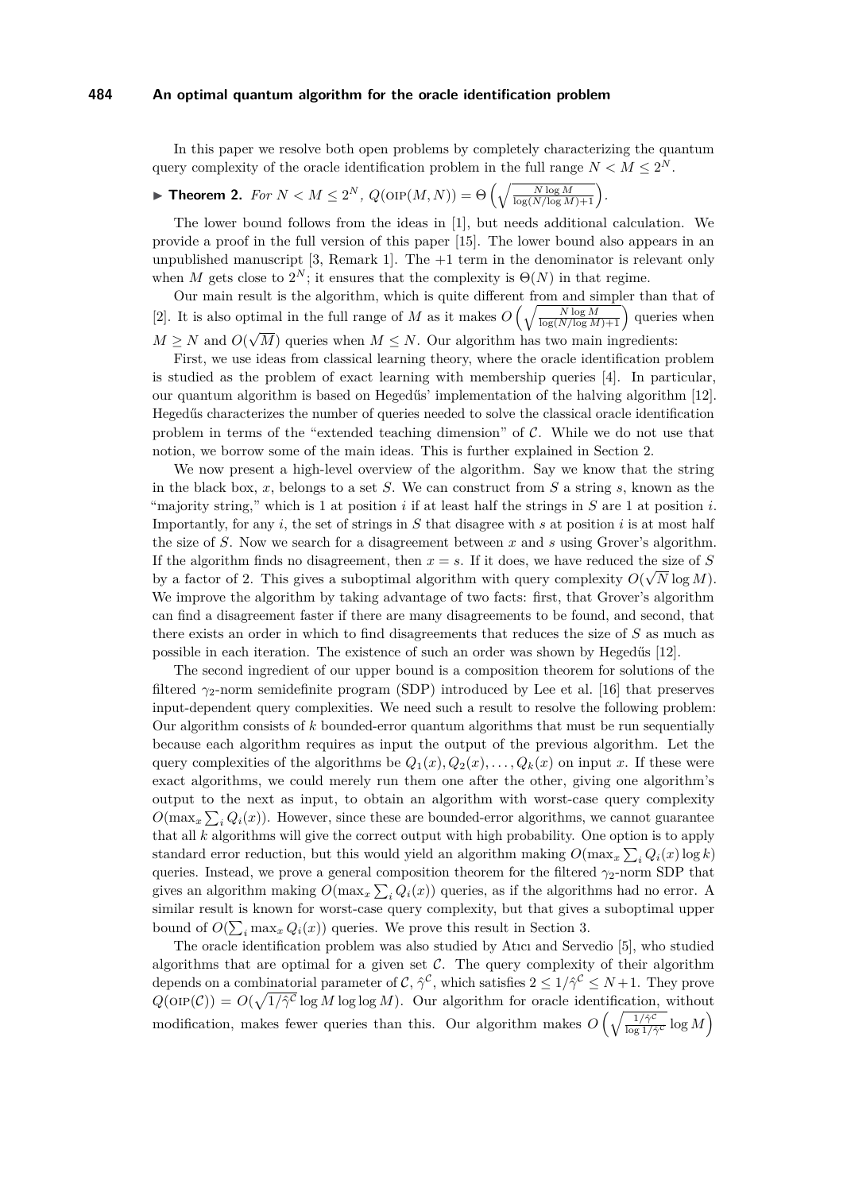In this paper we resolve both open problems by completely characterizing the quantum query complexity of the oracle identification problem in the full range $N < M \leq 2^N$.

▶ **Theorem 2.** *For* $N < M \leq 2^N$, $Q(\text{OIP}(M,N)) = \Theta\left(\sqrt{\frac{N \log M}{\log(N/\log M)+1}}\right)$.

The lower bound follows from the ideas in [1], but needs additional calculation. We provide a proof in the full version of this paper [15]. The lower bound also appears in an unpublished manuscript [3, Remark 1]. The +1 term in the denominator is relevant only when $M$ gets close to $2^N$; it ensures that the complexity is $\Theta(N)$ in that regime.

Our main result is the algorithm, which is quite different from and simpler than that of [2]. It is also optimal in the full range of $M$ as it makes $O\left(\sqrt{\frac{N \log M}{\log(N/\log M)+1}}\right)$ queries when $M \geq N$ and $O(\sqrt{M})$ queries when $M \leq N$. Our algorithm has two main ingredients:

First, we use ideas from classical learning theory, where the oracle identification problem is studied as the problem of exact learning with membership queries [4]. In particular, our quantum algorithm is based on Hegedűs' implementation of the halving algorithm [12]. Hegedűs characterizes the number of queries needed to solve the classical oracle identification problem in terms of the "extended teaching dimension" of $\mathcal{C}$. While we do not use that notion, we borrow some of the main ideas. This is further explained in Section 2.

We now present a high-level overview of the algorithm. Say we know that the string in the black box, $x$, belongs to a set $S$. We can construct from $S$ a string $s$, known as the "majority string," which is 1 at position $i$ if at least half the strings in $S$ are 1 at position $i$. Importantly, for any $i$, the set of strings in $S$ that disagree with $s$ at position $i$ is at most half the size of $S$. Now we search for a disagreement between $x$ and $s$ using Grover's algorithm. If the algorithm finds no disagreement, then $x = s$. If it does, we have reduced the size of $S$ by a factor of 2. This gives a suboptimal algorithm with query complexity $O(\sqrt{N} \log M)$. We improve the algorithm by taking advantage of two facts: first, that Grover's algorithm can find a disagreement faster if there are many disagreements to be found, and second, that there exists an order in which to find disagreements that reduces the size of $S$ as much as possible in each iteration. The existence of such an order was shown by Hegedűs [12].

The second ingredient of our upper bound is a composition theorem for solutions of the filtered $\gamma_2$-norm semidefinite program (SDP) introduced by Lee et al. [16] that preserves input-dependent query complexities. We need such a result to resolve the following problem: Our algorithm consists of $k$ bounded-error quantum algorithms that must be run sequentially because each algorithm requires as input the output of the previous algorithm. Let the query complexities of the algorithms be $Q_1(x), Q_2(x), \ldots, Q_k(x)$ on input $x$. If these were exact algorithms, we could merely run them one after the other, giving one algorithm's output to the next as input, to obtain an algorithm with worst-case query complexity $O(\max_x \sum_i Q_i(x))$. However, since these are bounded-error algorithms, we cannot guarantee that all $k$ algorithms will give the correct output with high probability. One option is to apply standard error reduction, but this would yield an algorithm making $O(\max_x \sum_i Q_i(x) \log k)$ queries. Instead, we prove a general composition theorem for the filtered $\gamma_2$-norm SDP that gives an algorithm making $O(\max_x \sum_i Q_i(x))$ queries, as if the algorithms had no error. A similar result is known for worst-case query complexity, but that gives a suboptimal upper bound of $O(\sum_i \max_x Q_i(x))$ queries. We prove this result in Section 3.

The oracle identification problem was also studied by Atıcı and Servedio [5], who studied algorithms that are optimal for a given set $\mathcal{C}$. The query complexity of their algorithm depends on a combinatorial parameter of $\mathcal{C}$, $\hat{\gamma}^{\mathcal{C}}$, which satisfies $2 \leq 1/\hat{\gamma}^{\mathcal{C}} \leq N+1$. They prove $Q(\text{OIP}(\mathcal{C})) = O(\sqrt{1/\hat{\gamma}^{\mathcal{C}}} \log M \log\log M)$. Our algorithm for oracle identification, without modification, makes fewer queries than this. Our algorithm makes $O\left(\sqrt{\frac{1/\hat{\gamma}^{\mathcal{C}}}{\log 1/\hat{\gamma}^{\mathcal{C}}}} \log M\right)$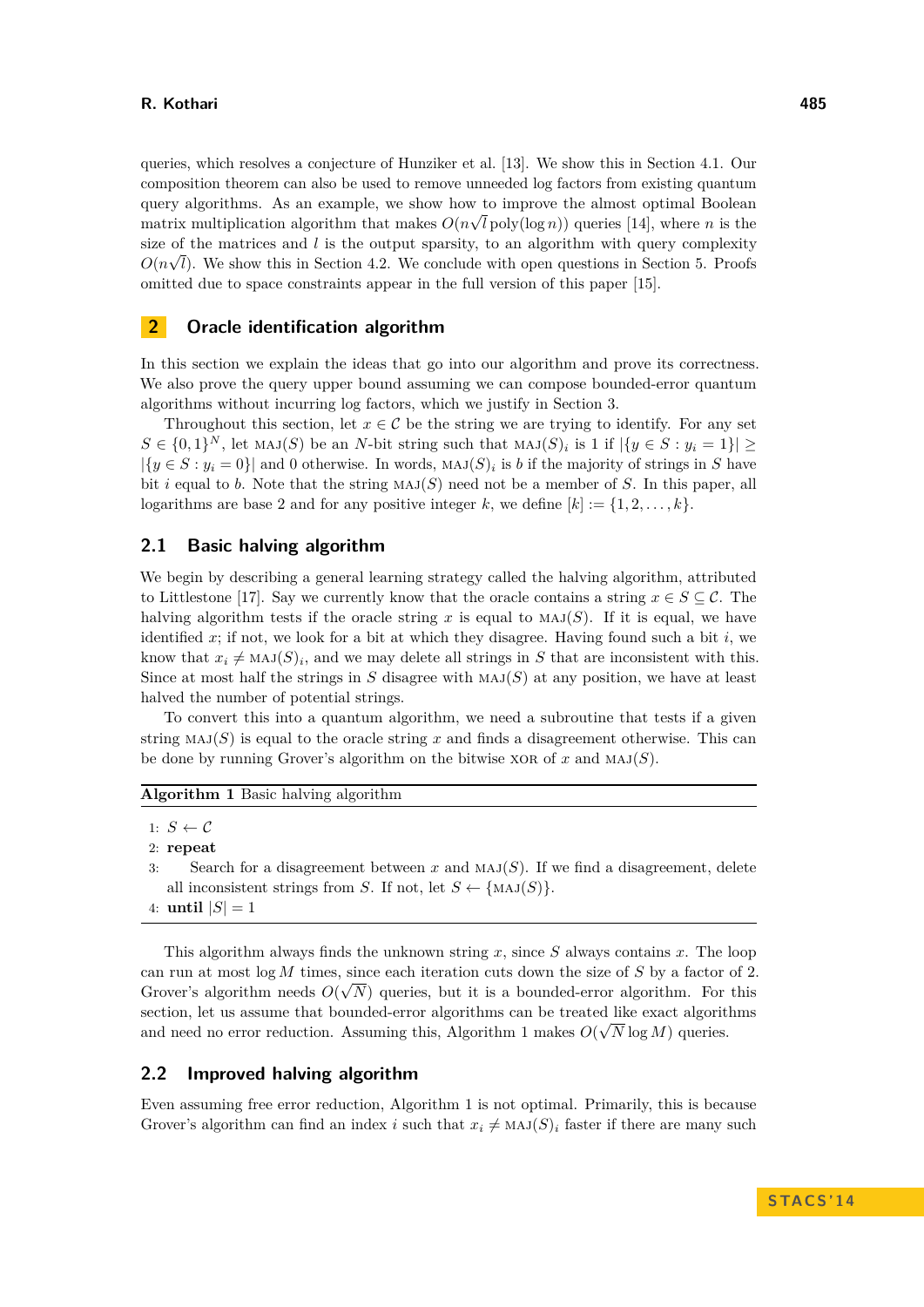queries, which resolves a conjecture of Hunziker et al. [13]. We show this in Section 4.1. Our composition theorem can also be used to remove unneeded log factors from existing quantum query algorithms. As an example, we show how to improve the almost optimal Boolean matrix multiplication algorithm that makes $O(n\sqrt{l}\,\text{poly}(\log n))$ queries [14], where $n$ is the size of the matrices and $l$ is the output sparsity, to an algorithm with query complexity $O(n\sqrt{l})$. We show this in Section 4.2. We conclude with open questions in Section 5. Proofs omitted due to space constraints appear in the full version of this paper [15].

## 2 Oracle identification algorithm

In this section we explain the ideas that go into our algorithm and prove its correctness. We also prove the query upper bound assuming we can compose bounded-error quantum algorithms without incurring log factors, which we justify in Section 3.

Throughout this section, let $x \in \mathcal{C}$ be the string we are trying to identify. For any set $S \in \{0,1\}^N$, let $\text{MAJ}(S)$ be an $N$-bit string such that $\text{MAJ}(S)_i$ is 1 if $|\{y \in S : y_i = 1\}| \geq |\{y \in S : y_i = 0\}|$ and 0 otherwise. In words, $\text{MAJ}(S)_i$ is $b$ if the majority of strings in $S$ have bit $i$ equal to $b$. Note that the string $\text{MAJ}(S)$ need not be a member of $S$. In this paper, all logarithms are base 2 and for any positive integer $k$, we define $[k] := \{1, 2, \ldots, k\}$.

### 2.1 Basic halving algorithm

We begin by describing a general learning strategy called the halving algorithm, attributed to Littlestone [17]. Say we currently know that the oracle contains a string $x \in S \subseteq \mathcal{C}$. The halving algorithm tests if the oracle string $x$ is equal to $\text{MAJ}(S)$. If it is equal, we have identified $x$; if not, we look for a bit at which they disagree. Having found such a bit $i$, we know that $x_i \neq \text{MAJ}(S)_i$, and we may delete all strings in $S$ that are inconsistent with this. Since at most half the strings in $S$ disagree with $\text{MAJ}(S)$ at any position, we have at least halved the number of potential strings.

To convert this into a quantum algorithm, we need a subroutine that tests if a given string $\text{MAJ}(S)$ is equal to the oracle string $x$ and finds a disagreement otherwise. This can be done by running Grover's algorithm on the bitwise XOR of $x$ and $\text{MAJ}(S)$.

**Algorithm 1** Basic halving algorithm

1: $S \leftarrow \mathcal{C}$
2: **repeat**
3: Search for a disagreement between $x$ and $\text{MAJ}(S)$. If we find a disagreement, delete all inconsistent strings from $S$. If not, let $S \leftarrow \{\text{MAJ}(S)\}$.
4: **until** $|S| = 1$

This algorithm always finds the unknown string $x$, since $S$ always contains $x$. The loop can run at most $\log M$ times, since each iteration cuts down the size of $S$ by a factor of 2. Grover's algorithm needs $O(\sqrt{N})$ queries, but it is a bounded-error algorithm. For this section, let us assume that bounded-error algorithms can be treated like exact algorithms and need no error reduction. Assuming this, Algorithm 1 makes $O(\sqrt{N} \log M)$ queries.

### 2.2 Improved halving algorithm

Even assuming free error reduction, Algorithm 1 is not optimal. Primarily, this is because Grover's algorithm can find an index $i$ such that $x_i \neq \text{MAJ}(S)_i$ faster if there are many such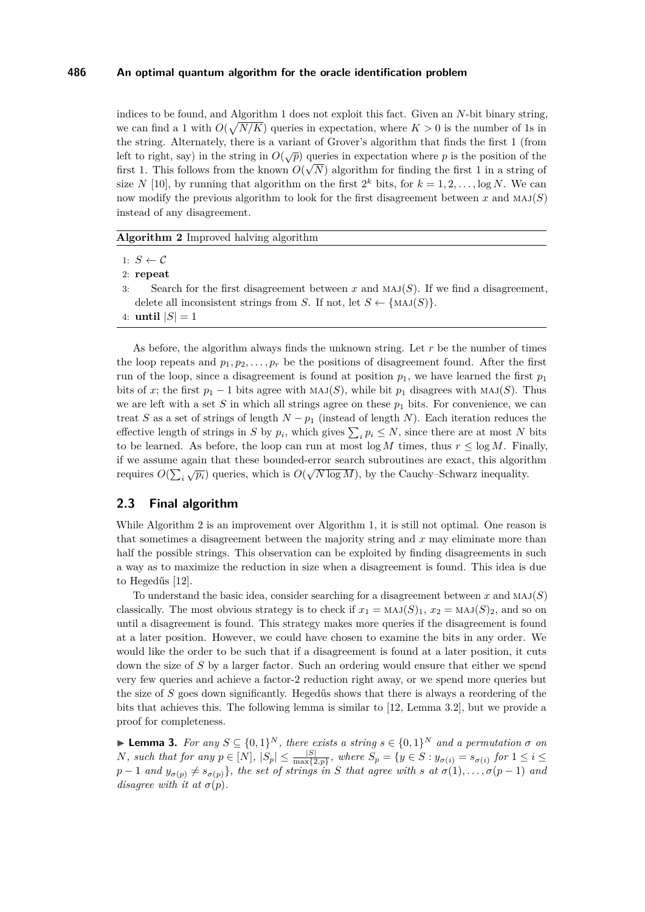indices to be found, and Algorithm 1 does not exploit this fact. Given an $N$-bit binary string, we can find a 1 with $O(\sqrt{N/K})$ queries in expectation, where $K > 0$ is the number of 1s in the string. Alternately, there is a variant of Grover's algorithm that finds the first 1 (from left to right, say) in the string in $O(\sqrt{p})$ queries in expectation where $p$ is the position of the first 1. This follows from the known $O(\sqrt{N})$ algorithm for finding the first 1 in a string of size $N$ [10], by running that algorithm on the first $2^k$ bits, for $k = 1, 2, \ldots, \log N$. We can now modify the previous algorithm to look for the first disagreement between $x$ and $\text{MAJ}(S)$ instead of any disagreement.

**Algorithm 2** Improved halving algorithm

1: $S \leftarrow \mathcal{C}$
2: **repeat**
3: Search for the first disagreement between $x$ and $\text{MAJ}(S)$. If we find a disagreement, delete all inconsistent strings from $S$. If not, let $S \leftarrow \{\text{MAJ}(S)\}$.
4: **until** $|S| = 1$

As before, the algorithm always finds the unknown string. Let $r$ be the number of times the loop repeats and $p_1, p_2, \ldots, p_r$ be the positions of disagreement found. After the first run of the loop, since a disagreement is found at position $p_1$, we have learned the first $p_1$ bits of $x$; the first $p_1 - 1$ bits agree with $\text{MAJ}(S)$, while bit $p_1$ disagrees with $\text{MAJ}(S)$. Thus we are left with a set $S$ in which all strings agree on these $p_1$ bits. For convenience, we can treat $S$ as a set of strings of length $N - p_1$ (instead of length $N$). Each iteration reduces the effective length of strings in $S$ by $p_i$, which gives $\sum_i p_i \leq N$, since there are at most $N$ bits to be learned. As before, the loop can run at most $\log M$ times, thus $r \leq \log M$. Finally, if we assume again that these bounded-error search subroutines are exact, this algorithm requires $O(\sum_i \sqrt{p_i})$ queries, which is $O(\sqrt{N \log M})$, by the Cauchy–Schwarz inequality.

## 2.3 Final algorithm

While Algorithm 2 is an improvement over Algorithm 1, it is still not optimal. One reason is that sometimes a disagreement between the majority string and $x$ may eliminate more than half the possible strings. This observation can be exploited by finding disagreements in such a way as to maximize the reduction in size when a disagreement is found. This idea is due to Hegedűs [12].

To understand the basic idea, consider searching for a disagreement between $x$ and $\text{MAJ}(S)$ classically. The most obvious strategy is to check if $x_1 = \text{MAJ}(S)_1$, $x_2 = \text{MAJ}(S)_2$, and so on until a disagreement is found. This strategy makes more queries if the disagreement is found at a later position. However, we could have chosen to examine the bits in any order. We would like the order to be such that if a disagreement is found at a later position, it cuts down the size of $S$ by a larger factor. Such an ordering would ensure that either we spend very few queries and achieve a factor-2 reduction right away, or we spend more queries but the size of $S$ goes down significantly. Hegedűs shows that there is always a reordering of the bits that achieves this. The following lemma is similar to [12, Lemma 3.2], but we provide a proof for completeness.

▶ **Lemma 3.** *For any $S \subseteq \{0,1\}^N$, there exists a string $s \in \{0,1\}^N$ and a permutation $\sigma$ on $N$, such that for any $p \in [N]$, $|S_p| \leq \frac{|S|}{\max\{2,p\}}$, where $S_p = \{y \in S : y_{\sigma(i)} = s_{\sigma(i)} \text{ for } 1 \leq i \leq p-1 \text{ and } y_{\sigma(p)} \neq s_{\sigma(p)}\}$, the set of strings in $S$ that agree with $s$ at $\sigma(1), \ldots, \sigma(p-1)$ and disagree with it at $\sigma(p)$.*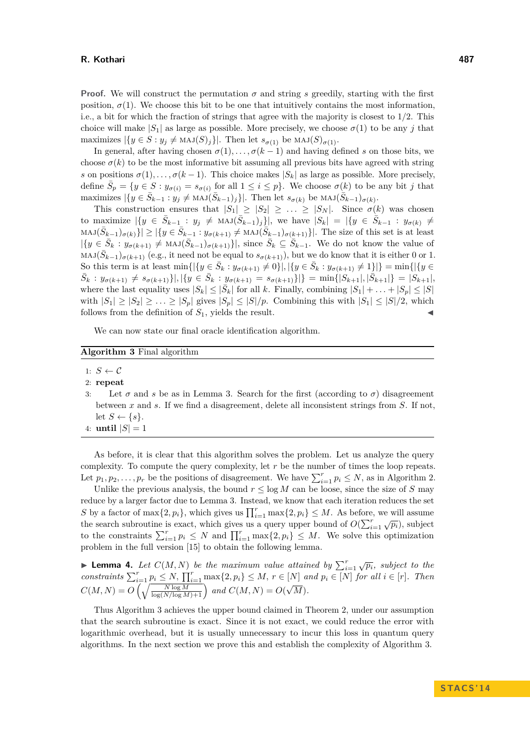**Proof.** We will construct the permutation $\sigma$ and string $s$ greedily, starting with the first position, $\sigma(1)$. We choose this bit to be one that intuitively contains the most information, i.e., a bit for which the fraction of strings that agree with the majority is closest to 1/2. This choice will make $|S_1|$ as large as possible. More precisely, we choose $\sigma(1)$ to be any $j$ that maximizes $|\{y \in S : y_j \neq \text{MAJ}(S)_j\}|$. Then let $s_{\sigma(1)}$ be $\text{MAJ}(S)_{\sigma(1)}$.

In general, after having chosen $\sigma(1), \ldots, \sigma(k-1)$ and having defined $s$ on those bits, we choose $\sigma(k)$ to be the most informative bit assuming all previous bits have agreed with string $s$ on positions $\sigma(1), \ldots, \sigma(k-1)$. This choice makes $|S_k|$ as large as possible. More precisely, define $\bar{S}_p = \{y \in S : y_{\sigma(i)} = s_{\sigma(i)} \text{ for all } 1 \leq i \leq p\}$. We choose $\sigma(k)$ to be any bit $j$ that maximizes $|\{y \in \bar{S}_{k-1} : y_j \neq \text{MAJ}(\bar{S}_{k-1})_j\}|$. Then let $s_{\sigma(k)}$ be $\text{MAJ}(\bar{S}_{k-1})_{\sigma(k)}$.

This construction ensures that $|S_1| \geq |S_2| \geq \ldots \geq |S_N|$. Since $\sigma(k)$ was chosen to maximize $|\{y \in \bar{S}_{k-1} : y_j \neq \text{MAJ}(\bar{S}_{k-1})_j\}|$, we have $|S_k| = |\{y \in \bar{S}_{k-1} : y_{\sigma(k)} \neq \text{MAJ}(\bar{S}_{k-1})_{\sigma(k)}\}| \geq |\{y \in \bar{S}_{k-1} : y_{\sigma(k+1)} \neq \text{MAJ}(\bar{S}_{k-1})_{\sigma(k+1)}\}|$. The size of this set is at least $|\{y \in \bar{S}_k : y_{\sigma(k+1)} \neq \text{MAJ}(\bar{S}_{k-1})_{\sigma(k+1)}\}|$, since $\bar{S}_k \subseteq \bar{S}_{k-1}$. We do not know the value of $\text{MAJ}(\bar{S}_{k-1})_{\sigma(k+1)}$ (e.g., it need not be equal to $s_{\sigma(k+1)}$), but we do know that it is either 0 or 1. So this term is at least $\min\{|\{y \in \bar{S}_k : y_{\sigma(k+1)} \neq 0\}|, |\{y \in \bar{S}_k : y_{\sigma(k+1)} \neq 1\}|\} = \min\{|\{y \in \bar{S}_k : y_{\sigma(k+1)} \neq s_{\sigma(k+1)}\}|, |\{y \in \bar{S}_k : y_{\sigma(k+1)} = s_{\sigma(k+1)}\}|\} = \min\{|S_{k+1}|, |\bar{S}_{k+1}|\} = |S_{k+1}|$, where the last equality uses $|S_k| \leq |\bar{S}_k|$ for all $k$. Finally, combining $|S_1| + \ldots + |S_p| \leq |S|$ with $|S_1| \geq |S_2| \geq \ldots \geq |S_p|$ gives $|S_p| \leq |S|/p$. Combining this with $|S_1| \leq |S|/2$, which follows from the definition of $S_1$, yields the result. ◀

We can now state our final oracle identification algorithm.

**Algorithm 3** Final algorithm

```
1: S ← C
2: repeat
3:     Let σ and s be as in Lemma 3. Search for the first (according to σ) disagreement
       between x and s. If we find a disagreement, delete all inconsistent strings from S. If not,
       let S ← {s}.
4: until |S| = 1
```

As before, it is clear that this algorithm solves the problem. Let us analyze the query complexity. To compute the query complexity, let $r$ be the number of times the loop repeats. Let $p_1, p_2, \ldots, p_r$ be the positions of disagreement. We have $\sum_{i=1}^{r} p_i \leq N$, as in Algorithm 2.

Unlike the previous analysis, the bound $r \leq \log M$ can be loose, since the size of $S$ may reduce by a larger factor due to Lemma 3. Instead, we know that each iteration reduces the set $S$ by a factor of $\max\{2, p_i\}$, which gives us $\prod_{i=1}^{r} \max\{2, p_i\} \leq M$. As before, we will assume the search subroutine is exact, which gives us a query upper bound of $O(\sum_{i=1}^{r} \sqrt{p_i})$, subject to the constraints $\sum_{i=1}^{r} p_i \leq N$ and $\prod_{i=1}^{r} \max\{2, p_i\} \leq M$. We solve this optimization problem in the full version [15] to obtain the following lemma.

▶ **Lemma 4.** *Let $C(M, N)$ be the maximum value attained by $\sum_{i=1}^{r} \sqrt{p_i}$, subject to the constraints $\sum_{i=1}^{r} p_i \leq N$, $\prod_{i=1}^{r} \max\{2, p_i\} \leq M$, $r \in [N]$ and $p_i \in [N]$ for all $i \in [r]$. Then $C(M, N) = O\left(\sqrt{\frac{N \log M}{\log(N/\log M)+1}}\right)$ and $C(M, N) = O(\sqrt{M})$.*

Thus Algorithm 3 achieves the upper bound claimed in Theorem 2, under our assumption that the search subroutine is exact. Since it is not exact, we could reduce the error with logarithmic overhead, but it is usually unnecessary to incur this loss in quantum query algorithms. In the next section we prove this and establish the complexity of Algorithm 3.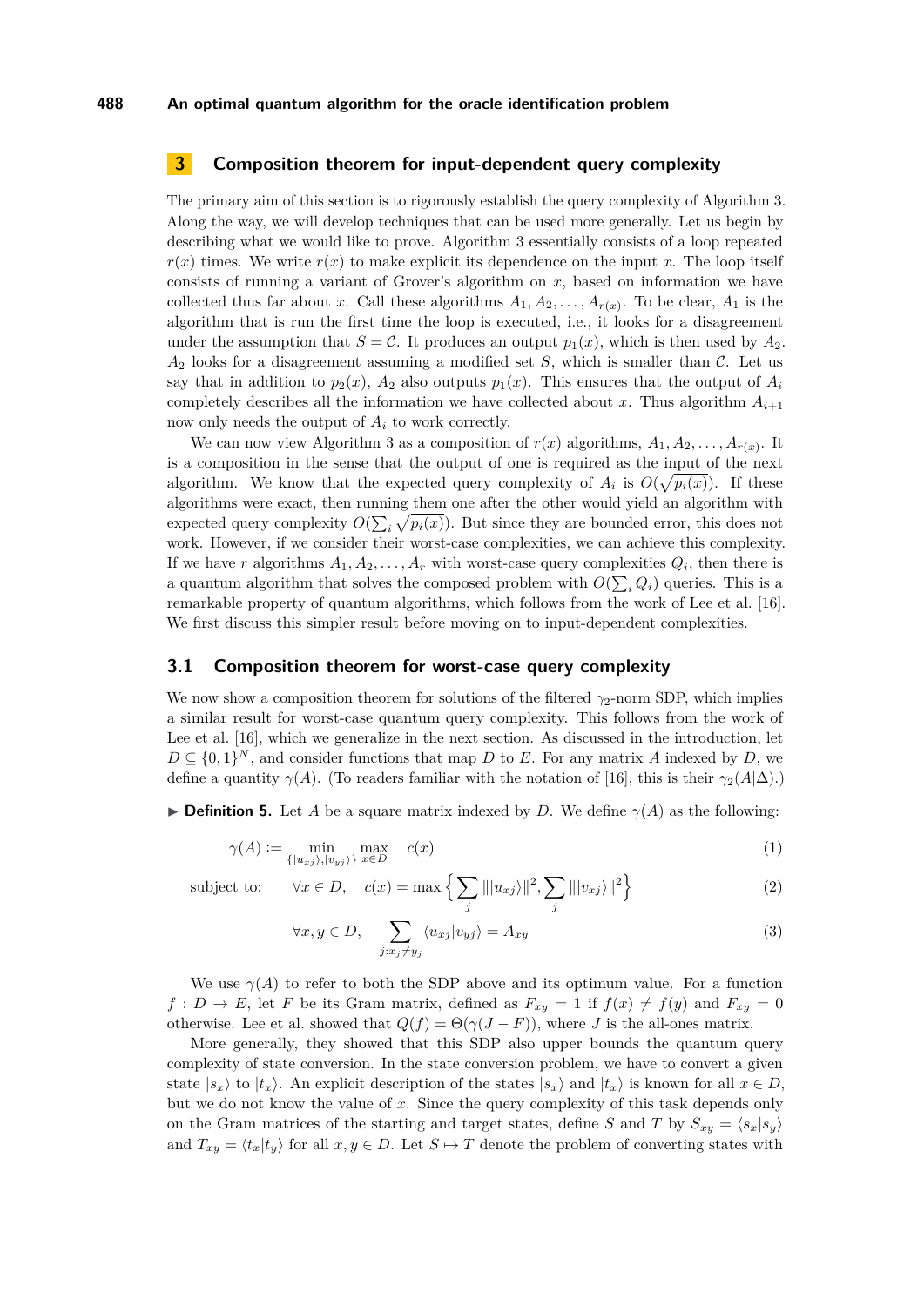## 3 Composition theorem for input-dependent query complexity

The primary aim of this section is to rigorously establish the query complexity of Algorithm 3. Along the way, we will develop techniques that can be used more generally. Let us begin by describing what we would like to prove. Algorithm 3 essentially consists of a loop repeated $r(x)$ times. We write $r(x)$ to make explicit its dependence on the input $x$. The loop itself consists of running a variant of Grover's algorithm on $x$, based on information we have collected thus far about $x$. Call these algorithms $A_1, A_2, \ldots, A_{r(x)}$. To be clear, $A_1$ is the algorithm that is run the first time the loop is executed, i.e., it looks for a disagreement under the assumption that $S = \mathcal{C}$. It produces an output $p_1(x)$, which is then used by $A_2$. $A_2$ looks for a disagreement assuming a modified set $S$, which is smaller than $\mathcal{C}$. Let us say that in addition to $p_2(x)$, $A_2$ also outputs $p_1(x)$. This ensures that the output of $A_i$ completely describes all the information we have collected about $x$. Thus algorithm $A_{i+1}$ now only needs the output of $A_i$ to work correctly.

We can now view Algorithm 3 as a composition of $r(x)$ algorithms, $A_1, A_2, \ldots, A_{r(x)}$. It is a composition in the sense that the output of one is required as the input of the next algorithm. We know that the expected query complexity of $A_i$ is $O(\sqrt{p_i(x)})$. If these algorithms were exact, then running them one after the other would yield an algorithm with expected query complexity $O(\sum_i \sqrt{p_i(x)})$. But since they are bounded error, this does not work. However, if we consider their worst-case complexities, we can achieve this complexity. If we have $r$ algorithms $A_1, A_2, \ldots, A_r$ with worst-case query complexities $Q_i$, then there is a quantum algorithm that solves the composed problem with $O(\sum_i Q_i)$ queries. This is a remarkable property of quantum algorithms, which follows from the work of Lee et al. [16]. We first discuss this simpler result before moving on to input-dependent complexities.

### 3.1 Composition theorem for worst-case query complexity

We now show a composition theorem for solutions of the filtered $\gamma_2$-norm SDP, which implies a similar result for worst-case quantum query complexity. This follows from the work of Lee et al. [16], which we generalize in the next section. As discussed in the introduction, let $D \subseteq \{0,1\}^N$, and consider functions that map $D$ to $E$. For any matrix $A$ indexed by $D$, we define a quantity $\gamma(A)$. (To readers familiar with the notation of [16], this is their $\gamma_2(A|\Delta)$.)

▶ **Definition 5.** Let $A$ be a square matrix indexed by $D$. We define $\gamma(A)$ as the following:

$$\gamma(A) := \min_{\{|u_{xj}\rangle, |v_{yj}\rangle\}} \max_{x \in D} \quad c(x) \tag{1}$$

$$\text{subject to:} \quad \forall x \in D, \quad c(x) = \max\left\{ \sum_j \||u_{xj}\rangle\|^2, \sum_j \||v_{xj}\rangle\|^2 \right\} \tag{2}$$

$$\forall x, y \in D, \quad \sum_{j : x_j \neq y_j} \langle u_{xj} | v_{yj} \rangle = A_{xy} \tag{3}$$

We use $\gamma(A)$ to refer to both the SDP above and its optimum value. For a function $f : D \to E$, let $F$ be its Gram matrix, defined as $F_{xy} = 1$ if $f(x) \neq f(y)$ and $F_{xy} = 0$ otherwise. Lee et al. showed that $Q(f) = \Theta(\gamma(J - F))$, where $J$ is the all-ones matrix.

More generally, they showed that this SDP also upper bounds the quantum query complexity of state conversion. In the state conversion problem, we have to convert a given state $|s_x\rangle$ to $|t_x\rangle$. An explicit description of the states $|s_x\rangle$ and $|t_x\rangle$ is known for all $x \in D$, but we do not know the value of $x$. Since the query complexity of this task depends only on the Gram matrices of the starting and target states, define $S$ and $T$ by $S_{xy} = \langle s_x | s_y \rangle$ and $T_{xy} = \langle t_x | t_y \rangle$ for all $x, y \in D$. Let $S \mapsto T$ denote the problem of converting states with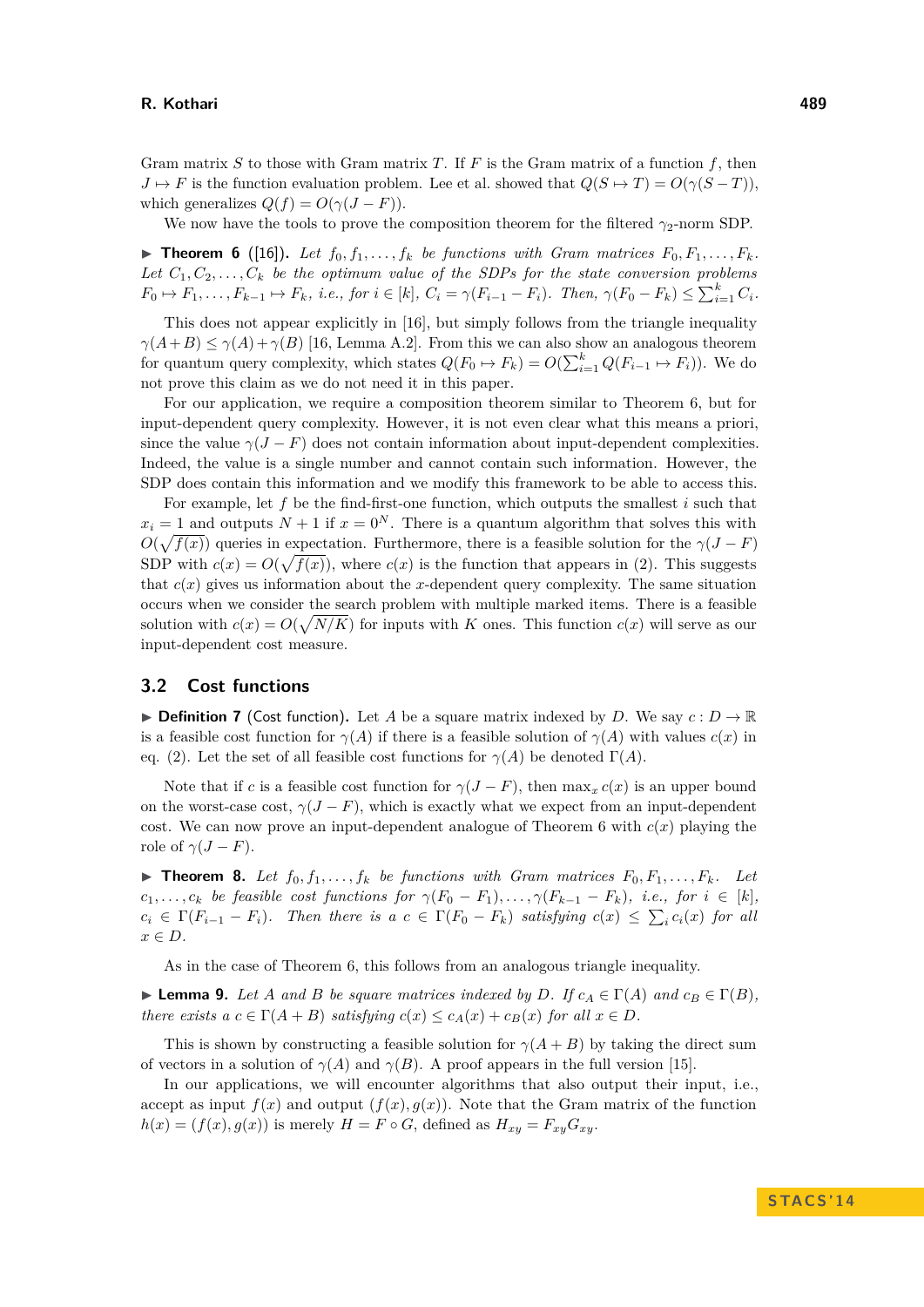Gram matrix $S$ to those with Gram matrix $T$. If $F$ is the Gram matrix of a function $f$, then $J \mapsto F$ is the function evaluation problem. Lee et al. showed that $Q(S \mapsto T) = O(\gamma(S - T))$, which generalizes $Q(f) = O(\gamma(J - F))$.

We now have the tools to prove the composition theorem for the filtered $\gamma_2$-norm SDP.

▶ **Theorem 6** ([16]). *Let $f_0, f_1, \ldots, f_k$ be functions with Gram matrices $F_0, F_1, \ldots, F_k$. Let $C_1, C_2, \ldots, C_k$ be the optimum value of the SDPs for the state conversion problems $F_0 \mapsto F_1, \ldots, F_{k-1} \mapsto F_k$, i.e., for $i \in [k]$, $C_i = \gamma(F_{i-1} - F_i)$. Then, $\gamma(F_0 - F_k) \leq \sum_{i=1}^{k} C_i$.*

This does not appear explicitly in [16], but simply follows from the triangle inequality $\gamma(A+B) \leq \gamma(A) + \gamma(B)$ [16, Lemma A.2]. From this we can also show an analogous theorem for quantum query complexity, which states $Q(F_0 \mapsto F_k) = O(\sum_{i=1}^{k} Q(F_{i-1} \mapsto F_i))$. We do not prove this claim as we do not need it in this paper.

For our application, we require a composition theorem similar to Theorem 6, but for input-dependent query complexity. However, it is not even clear what this means a priori, since the value $\gamma(J - F)$ does not contain information about input-dependent complexities. Indeed, the value is a single number and cannot contain such information. However, the SDP does contain this information and we modify this framework to be able to access this.

For example, let $f$ be the find-first-one function, which outputs the smallest $i$ such that $x_i = 1$ and outputs $N+1$ if $x = 0^N$. There is a quantum algorithm that solves this with $O(\sqrt{f(x)})$ queries in expectation. Furthermore, there is a feasible solution for the $\gamma(J - F)$ SDP with $c(x) = O(\sqrt{f(x)})$, where $c(x)$ is the function that appears in (2). This suggests that $c(x)$ gives us information about the $x$-dependent query complexity. The same situation occurs when we consider the search problem with multiple marked items. There is a feasible solution with $c(x) = O(\sqrt{N/K})$ for inputs with $K$ ones. This function $c(x)$ will serve as our input-dependent cost measure.

## 3.2 Cost functions

▶ **Definition 7** (Cost function). Let $A$ be a square matrix indexed by $D$. We say $c : D \to \mathbb{R}$ is a feasible cost function for $\gamma(A)$ if there is a feasible solution of $\gamma(A)$ with values $c(x)$ in eq. (2). Let the set of all feasible cost functions for $\gamma(A)$ be denoted $\Gamma(A)$.

Note that if $c$ is a feasible cost function for $\gamma(J - F)$, then $\max_x c(x)$ is an upper bound on the worst-case cost, $\gamma(J - F)$, which is exactly what we expect from an input-dependent cost. We can now prove an input-dependent analogue of Theorem 6 with $c(x)$ playing the role of $\gamma(J - F)$.

▶ **Theorem 8.** *Let $f_0, f_1, \ldots, f_k$ be functions with Gram matrices $F_0, F_1, \ldots, F_k$. Let $c_1, \ldots, c_k$ be feasible cost functions for $\gamma(F_0 - F_1), \ldots, \gamma(F_{k-1} - F_k)$, i.e., for $i \in [k]$, $c_i \in \Gamma(F_{i-1} - F_i)$. Then there is a $c \in \Gamma(F_0 - F_k)$ satisfying $c(x) \leq \sum_i c_i(x)$ for all $x \in D$.*

As in the case of Theorem 6, this follows from an analogous triangle inequality.

▶ **Lemma 9.** *Let $A$ and $B$ be square matrices indexed by $D$. If $c_A \in \Gamma(A)$ and $c_B \in \Gamma(B)$, there exists a $c \in \Gamma(A + B)$ satisfying $c(x) \leq c_A(x) + c_B(x)$ for all $x \in D$.*

This is shown by constructing a feasible solution for $\gamma(A + B)$ by taking the direct sum of vectors in a solution of $\gamma(A)$ and $\gamma(B)$. A proof appears in the full version [15].

In our applications, we will encounter algorithms that also output their input, i.e., accept as input $f(x)$ and output $(f(x), g(x))$. Note that the Gram matrix of the function $h(x) = (f(x), g(x))$ is merely $H = F \circ G$, defined as $H_{xy} = F_{xy} G_{xy}$.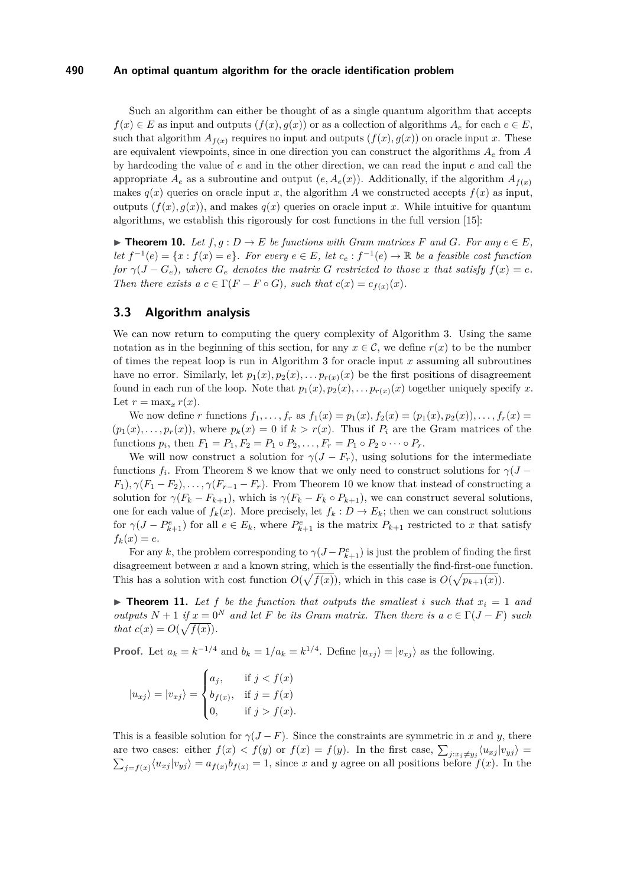Such an algorithm can either be thought of as a single quantum algorithm that accepts $f(x) \in E$ as input and outputs $(f(x), g(x))$ or as a collection of algorithms $A_e$ for each $e \in E$, such that algorithm $A_{f(x)}$ requires no input and outputs $(f(x), g(x))$ on oracle input $x$. These are equivalent viewpoints, since in one direction you can construct the algorithms $A_e$ from $A$ by hardcoding the value of $e$ and in the other direction, we can read the input $e$ and call the appropriate $A_e$ as a subroutine and output $(e, A_e(x))$. Additionally, if the algorithm $A_{f(x)}$ makes $q(x)$ queries on oracle input $x$, the algorithm $A$ we constructed accepts $f(x)$ as input, outputs $(f(x), g(x))$, and makes $q(x)$ queries on oracle input $x$. While intuitive for quantum algorithms, we establish this rigorously for cost functions in the full version [15]:

▶ **Theorem 10.** *Let $f, g : D \to E$ be functions with Gram matrices $F$ and $G$. For any $e \in E$, let $f^{-1}(e) = \{x : f(x) = e\}$. For every $e \in E$, let $c_e : f^{-1}(e) \to \mathbb{R}$ be a feasible cost function for $\gamma(J - G_e)$, where $G_e$ denotes the matrix $G$ restricted to those $x$ that satisfy $f(x) = e$. Then there exists a $c \in \Gamma(F - F \circ G)$, such that $c(x) = c_{f(x)}(x)$.*

## 3.3 Algorithm analysis

We can now return to computing the query complexity of Algorithm 3. Using the same notation as in the beginning of this section, for any $x \in \mathcal{C}$, we define $r(x)$ to be the number of times the repeat loop is run in Algorithm 3 for oracle input $x$ assuming all subroutines have no error. Similarly, let $p_1(x), p_2(x), \ldots p_{r(x)}(x)$ be the first positions of disagreement found in each run of the loop. Note that $p_1(x), p_2(x), \ldots p_{r(x)}(x)$ together uniquely specify $x$. Let $r = \max_x r(x)$.

We now define $r$ functions $f_1, \ldots, f_r$ as $f_1(x) = p_1(x), f_2(x) = (p_1(x), p_2(x)), \ldots, f_r(x) = (p_1(x), \ldots, p_r(x))$, where $p_k(x) = 0$ if $k > r(x)$. Thus if $P_i$ are the Gram matrices of the functions $p_i$, then $F_1 = P_1, F_2 = P_1 \circ P_2, \ldots, F_r = P_1 \circ P_2 \circ \cdots \circ P_r$.

We will now construct a solution for $\gamma(J - F_r)$, using solutions for the intermediate functions $f_i$. From Theorem 8 we know that we only need to construct solutions for $\gamma(J - F_1), \gamma(F_1 - F_2), \ldots, \gamma(F_{r-1} - F_r)$. From Theorem 10 we know that instead of constructing a solution for $\gamma(F_k - F_{k+1})$, which is $\gamma(F_k - F_k \circ P_{k+1})$, we can construct several solutions, one for each value of $f_k(x)$. More precisely, let $f_k : D \to E_k$; then we can construct solutions for $\gamma(J - P^e_{k+1})$ for all $e \in E_k$, where $P^e_{k+1}$ is the matrix $P_{k+1}$ restricted to $x$ that satisfy $f_k(x) = e$.

For any $k$, the problem corresponding to $\gamma(J - P^e_{k+1})$ is just the problem of finding the first disagreement between $x$ and a known string, which is the essentially the find-first-one function. This has a solution with cost function $O(\sqrt{f(x)})$, which in this case is $O(\sqrt{p_{k+1}(x)})$.

▶ **Theorem 11.** *Let $f$ be the function that outputs the smallest $i$ such that $x_i = 1$ and outputs $N + 1$ if $x = 0^N$ and let $F$ be its Gram matrix. Then there is a $c \in \Gamma(J - F)$ such that $c(x) = O(\sqrt{f(x)})$.*

**Proof.** Let $a_k = k^{-1/4}$ and $b_k = 1/a_k = k^{1/4}$. Define $|u_{xj}\rangle = |v_{xj}\rangle$ as the following.

$$|u_{xj}\rangle = |v_{xj}\rangle = \begin{cases} a_j, & \text{if } j < f(x) \\ b_{f(x)}, & \text{if } j = f(x) \\ 0, & \text{if } j > f(x). \end{cases}$$

This is a feasible solution for $\gamma(J - F)$. Since the constraints are symmetric in $x$ and $y$, there are two cases: either $f(x) < f(y)$ or $f(x) = f(y)$. In the first case, $\sum_{j:x_j \neq y_j} \langle u_{xj}|v_{yj}\rangle = \sum_{j=f(x)} \langle u_{xj}|v_{yj}\rangle = a_{f(x)} b_{f(x)} = 1$, since $x$ and $y$ agree on all positions before $f(x)$. In the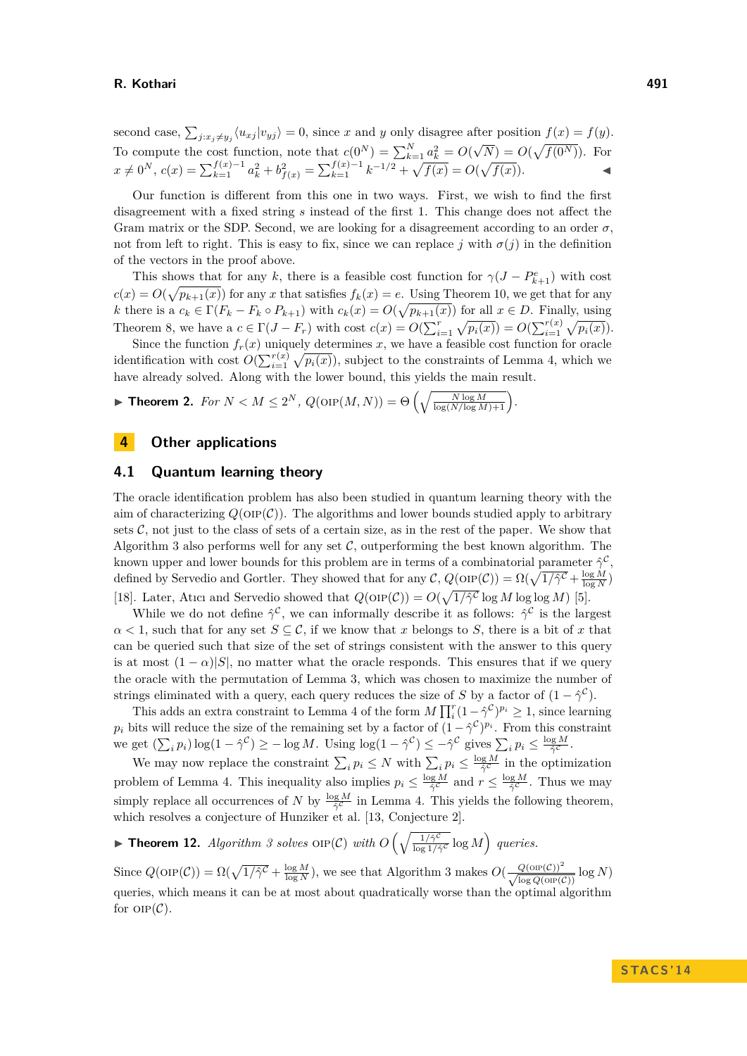second case, $\sum_{j:x_j \neq y_j} \langle u_{xj} | v_{yj} \rangle = 0$, since $x$ and $y$ only disagree after position $f(x) = f(y)$. To compute the cost function, note that $c(0^N) = \sum_{k=1}^{N} a_k^2 = O(\sqrt{N}) = O(\sqrt{f(0^N)})$. For $x \neq 0^N$, $c(x) = \sum_{k=1}^{f(x)-1} a_k^2 + b_{f(x)}^2 = \sum_{k=1}^{f(x)-1} k^{-1/2} + \sqrt{f(x)} = O(\sqrt{f(x)})$. ◀

Our function is different from this one in two ways. First, we wish to find the first disagreement with a fixed string $s$ instead of the first 1. This change does not affect the Gram matrix or the SDP. Second, we are looking for a disagreement according to an order $\sigma$, not from left to right. This is easy to fix, since we can replace $j$ with $\sigma(j)$ in the definition of the vectors in the proof above.

This shows that for any $k$, there is a feasible cost function for $\gamma(J - P_{k+1}^e)$ with cost $c(x) = O(\sqrt{p_{k+1}(x)})$ for any $x$ that satisfies $f_k(x) = e$. Using Theorem 10, we get that for any $k$ there is a $c_k \in \Gamma(F_k - F_k \circ P_{k+1})$ with $c_k(x) = O(\sqrt{p_{k+1}(x)})$ for all $x \in D$. Finally, using Theorem 8, we have a $c \in \Gamma(J - F_r)$ with cost $c(x) = O(\sum_{i=1}^{r} \sqrt{p_i(x)}) = O(\sum_{i=1}^{r(x)} \sqrt{p_i(x)})$.

Since the function $f_r(x)$ uniquely determines $x$, we have a feasible cost function for oracle identification with cost $O(\sum_{i=1}^{r(x)} \sqrt{p_i(x)})$, subject to the constraints of Lemma 4, which we have already solved. Along with the lower bound, this yields the main result.

▶ **Theorem 2.** *For $N < M \leq 2^N$, $Q(\text{OIP}(M, N)) = \Theta\left(\sqrt{\frac{N \log M}{\log(N/\log M)+1}}\right)$.*

## 4 Other applications

### 4.1 Quantum learning theory

The oracle identification problem has also been studied in quantum learning theory with the aim of characterizing $Q(\text{OIP}(\mathcal{C}))$. The algorithms and lower bounds studied apply to arbitrary sets $\mathcal{C}$, not just to the class of sets of a certain size, as in the rest of the paper. We show that Algorithm 3 also performs well for any set $\mathcal{C}$, outperforming the best known algorithm. The known upper and lower bounds for this problem are in terms of a combinatorial parameter $\hat{\gamma}^{\mathcal{C}}$, defined by Servedio and Gortler. They showed that for any $\mathcal{C}$, $Q(\text{OIP}(\mathcal{C})) = \Omega(\sqrt{1/\hat{\gamma}^{\mathcal{C}}} + \frac{\log M}{\log N})$ [18]. Later, Atıcı and Servedio showed that $Q(\text{OIP}(\mathcal{C})) = O(\sqrt{1/\hat{\gamma}^{\mathcal{C}}} \log M \log\log M)$ [5].

While we do not define $\hat{\gamma}^{\mathcal{C}}$, we can informally describe it as follows: $\hat{\gamma}^{\mathcal{C}}$ is the largest $\alpha < 1$, such that for any set $S \subseteq \mathcal{C}$, if we know that $x$ belongs to $S$, there is a bit of $x$ that can be queried such that size of the set of strings consistent with the answer to this query is at most $(1-\alpha)|S|$, no matter what the oracle responds. This ensures that if we query the oracle with the permutation of Lemma 3, which was chosen to maximize the number of strings eliminated with a query, each query reduces the size of $S$ by a factor of $(1 - \hat{\gamma}^{\mathcal{C}})$.

This adds an extra constraint to Lemma 4 of the form $M \prod_i^r (1 - \hat{\gamma}^{\mathcal{C}})^{p_i} \geq 1$, since learning $p_i$ bits will reduce the size of the remaining set by a factor of $(1 - \hat{\gamma}^{\mathcal{C}})^{p_i}$. From this constraint we get $(\sum_i p_i) \log(1 - \hat{\gamma}^{\mathcal{C}}) \geq -\log M$. Using $\log(1 - \hat{\gamma}^{\mathcal{C}}) \leq -\hat{\gamma}^{\mathcal{C}}$ gives $\sum_i p_i \leq \frac{\log M}{\hat{\gamma}^{\mathcal{C}}}$.

We may now replace the constraint $\sum_i p_i \leq N$ with $\sum_i p_i \leq \frac{\log M}{\hat{\gamma}^{\mathcal{C}}}$ in the optimization problem of Lemma 4. This inequality also implies $p_i \leq \frac{\log M}{\hat{\gamma}^{\mathcal{C}}}$ and $r \leq \frac{\log M}{\hat{\gamma}^{\mathcal{C}}}$. Thus we may simply replace all occurrences of $N$ by $\frac{\log M}{\hat{\gamma}^{\mathcal{C}}}$ in Lemma 4. This yields the following theorem, which resolves a conjecture of Hunziker et al. [13, Conjecture 2].

▶ **Theorem 12.** *Algorithm 3 solves $\text{OIP}(\mathcal{C})$ with $O\left(\sqrt{\frac{1/\hat{\gamma}^{\mathcal{C}}}{\log 1/\hat{\gamma}^{\mathcal{C}}}} \log M\right)$ queries.*

Since $Q(\text{OIP}(\mathcal{C})) = \Omega(\sqrt{1/\hat{\gamma}^{\mathcal{C}}} + \frac{\log M}{\log N})$, we see that Algorithm 3 makes $O(\frac{Q(\text{OIP}(\mathcal{C}))^2}{\sqrt{\log Q(\text{OIP}(\mathcal{C}))}} \log N)$ queries, which means it can be at most about quadratically worse than the optimal algorithm for $\text{OIP}(\mathcal{C})$.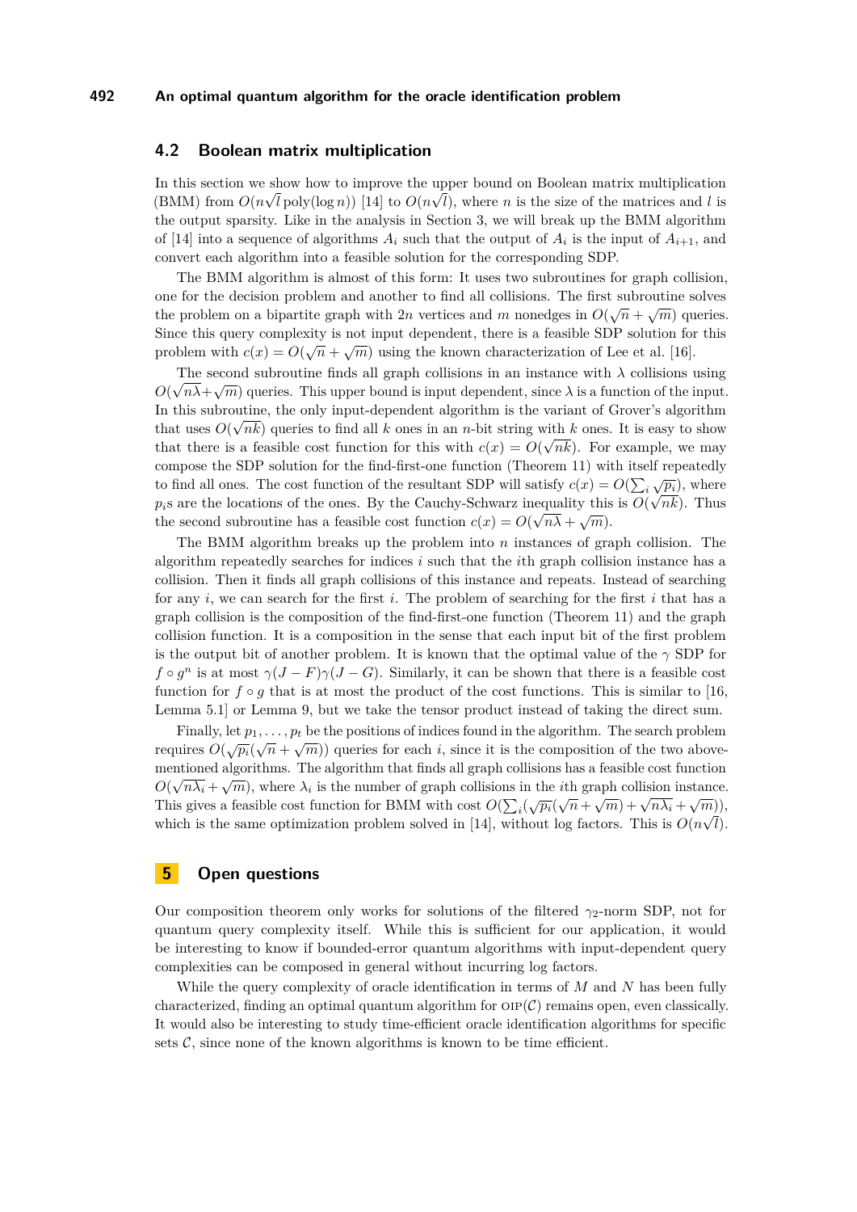## 4.2 Boolean matrix multiplication

In this section we show how to improve the upper bound on Boolean matrix multiplication (BMM) from $O(n\sqrt{l}\,\mathrm{poly}(\log n))$ [14] to $O(n\sqrt{l})$, where $n$ is the size of the matrices and $l$ is the output sparsity. Like in the analysis in Section 3, we will break up the BMM algorithm of [14] into a sequence of algorithms $A_i$ such that the output of $A_i$ is the input of $A_{i+1}$, and convert each algorithm into a feasible solution for the corresponding SDP.

The BMM algorithm is almost of this form: It uses two subroutines for graph collision, one for the decision problem and another to find all collisions. The first subroutine solves the problem on a bipartite graph with $2n$ vertices and $m$ nonedges in $O(\sqrt{n} + \sqrt{m})$ queries. Since this query complexity is not input dependent, there is a feasible SDP solution for this problem with $c(x) = O(\sqrt{n} + \sqrt{m})$ using the known characterization of Lee et al. [16].

The second subroutine finds all graph collisions in an instance with $\lambda$ collisions using $O(\sqrt{n\lambda}+\sqrt{m})$ queries. This upper bound is input dependent, since $\lambda$ is a function of the input. In this subroutine, the only input-dependent algorithm is the variant of Grover's algorithm that uses $O(\sqrt{nk})$ queries to find all $k$ ones in an $n$-bit string with $k$ ones. It is easy to show that there is a feasible cost function for this with $c(x) = O(\sqrt{nk})$. For example, we may compose the SDP solution for the find-first-one function (Theorem 11) with itself repeatedly to find all ones. The cost function of the resultant SDP will satisfy $c(x) = O(\sum_i \sqrt{p_i})$, where $p_i$s are the locations of the ones. By the Cauchy-Schwarz inequality this is $O(\sqrt{nk})$. Thus the second subroutine has a feasible cost function $c(x) = O(\sqrt{n\lambda} + \sqrt{m})$.

The BMM algorithm breaks up the problem into $n$ instances of graph collision. The algorithm repeatedly searches for indices $i$ such that the $i$th graph collision instance has a collision. Then it finds all graph collisions of this instance and repeats. Instead of searching for any $i$, we can search for the first $i$. The problem of searching for the first $i$ that has a graph collision is the composition of the find-first-one function (Theorem 11) and the graph collision function. It is a composition in the sense that each input bit of the first problem is the output bit of another problem. It is known that the optimal value of the $\gamma$ SDP for $f \circ g^n$ is at most $\gamma(J-F)\gamma(J-G)$. Similarly, it can be shown that there is a feasible cost function for $f \circ g$ that is at most the product of the cost functions. This is similar to [16, Lemma 5.1] or Lemma 9, but we take the tensor product instead of taking the direct sum.

Finally, let $p_1, \ldots, p_t$ be the positions of indices found in the algorithm. The search problem requires $O(\sqrt{p_i}(\sqrt{n} + \sqrt{m}))$ queries for each $i$, since it is the composition of the two above-mentioned algorithms. The algorithm that finds all graph collisions has a feasible cost function $O(\sqrt{n\lambda_i} + \sqrt{m})$, where $\lambda_i$ is the number of graph collisions in the $i$th graph collision instance. This gives a feasible cost function for BMM with cost $O(\sum_i(\sqrt{p_i}(\sqrt{n} + \sqrt{m}) + \sqrt{n\lambda_i} + \sqrt{m}))$, which is the same optimization problem solved in [14], without log factors. This is $O(n\sqrt{l})$.

# 5 Open questions

Our composition theorem only works for solutions of the filtered $\gamma_2$-norm SDP, not for quantum query complexity itself. While this is sufficient for our application, it would be interesting to know if bounded-error quantum algorithms with input-dependent query complexities can be composed in general without incurring log factors.

While the query complexity of oracle identification in terms of $M$ and $N$ has been fully characterized, finding an optimal quantum algorithm for $\textsc{oip}(\mathcal{C})$ remains open, even classically. It would also be interesting to study time-efficient oracle identification algorithms for specific sets $\mathcal{C}$, since none of the known algorithms is known to be time efficient.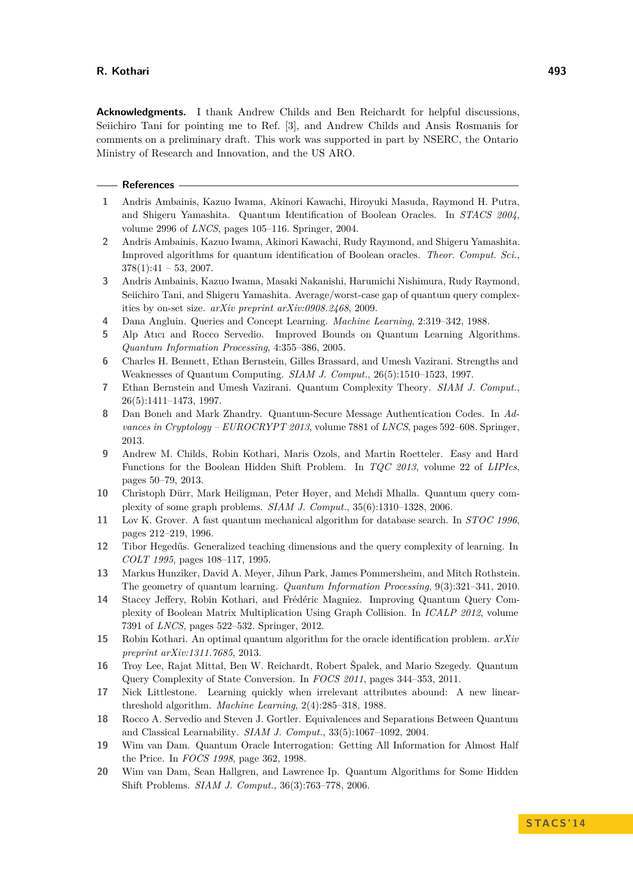**Acknowledgments.** I thank Andrew Childs and Ben Reichardt for helpful discussions, Seiichiro Tani for pointing me to Ref. [3], and Andrew Childs and Ansis Rosmanis for comments on a preliminary draft. This work was supported in part by NSERC, the Ontario Ministry of Research and Innovation, and the US ARO.

## References

1. Andris Ambainis, Kazuo Iwama, Akinori Kawachi, Hiroyuki Masuda, Raymond H. Putra, and Shigeru Yamashita. Quantum Identification of Boolean Oracles. In *STACS 2004*, volume 2996 of *LNCS*, pages 105–116. Springer, 2004.
2. Andris Ambainis, Kazuo Iwama, Akinori Kawachi, Rudy Raymond, and Shigeru Yamashita. Improved algorithms for quantum identification of Boolean oracles. *Theor. Comput. Sci.*, 378(1):41 – 53, 2007.
3. Andris Ambainis, Kazuo Iwama, Masaki Nakanishi, Harumichi Nishimura, Rudy Raymond, Seiichiro Tani, and Shigeru Yamashita. Average/worst-case gap of quantum query complexities by on-set size. *arXiv preprint arXiv:0908.2468*, 2009.
4. Dana Angluin. Queries and Concept Learning. *Machine Learning*, 2:319–342, 1988.
5. Alp Atıcı and Rocco Servedio. Improved Bounds on Quantum Learning Algorithms. *Quantum Information Processing*, 4:355–386, 2005.
6. Charles H. Bennett, Ethan Bernstein, Gilles Brassard, and Umesh Vazirani. Strengths and Weaknesses of Quantum Computing. *SIAM J. Comput.*, 26(5):1510–1523, 1997.
7. Ethan Bernstein and Umesh Vazirani. Quantum Complexity Theory. *SIAM J. Comput.*, 26(5):1411–1473, 1997.
8. Dan Boneh and Mark Zhandry. Quantum-Secure Message Authentication Codes. In *Advances in Cryptology – EUROCRYPT 2013*, volume 7881 of *LNCS*, pages 592–608. Springer, 2013.
9. Andrew M. Childs, Robin Kothari, Maris Ozols, and Martin Roetteler. Easy and Hard Functions for the Boolean Hidden Shift Problem. In *TQC 2013*, volume 22 of *LIPIcs*, pages 50–79, 2013.
10. Christoph Dürr, Mark Heiligman, Peter Høyer, and Mehdi Mhalla. Quantum query complexity of some graph problems. *SIAM J. Comput.*, 35(6):1310–1328, 2006.
11. Lov K. Grover. A fast quantum mechanical algorithm for database search. In *STOC 1996*, pages 212–219, 1996.
12. Tibor Hegedűs. Generalized teaching dimensions and the query complexity of learning. In *COLT 1995*, pages 108–117, 1995.
13. Markus Hunziker, David A. Meyer, Jihun Park, James Pommersheim, and Mitch Rothstein. The geometry of quantum learning. *Quantum Information Processing*, 9(3):321–341, 2010.
14. Stacey Jeffery, Robin Kothari, and Frédéric Magniez. Improving Quantum Query Complexity of Boolean Matrix Multiplication Using Graph Collision. In *ICALP 2012*, volume 7391 of *LNCS*, pages 522–532. Springer, 2012.
15. Robin Kothari. An optimal quantum algorithm for the oracle identification problem. *arXiv preprint arXiv:1311.7685*, 2013.
16. Troy Lee, Rajat Mittal, Ben W. Reichardt, Robert Špalek, and Mario Szegedy. Quantum Query Complexity of State Conversion. In *FOCS 2011*, pages 344–353, 2011.
17. Nick Littlestone. Learning quickly when irrelevant attributes abound: A new linear-threshold algorithm. *Machine Learning*, 2(4):285–318, 1988.
18. Rocco A. Servedio and Steven J. Gortler. Equivalences and Separations Between Quantum and Classical Learnability. *SIAM J. Comput.*, 33(5):1067–1092, 2004.
19. Wim van Dam. Quantum Oracle Interrogation: Getting All Information for Almost Half the Price. In *FOCS 1998*, page 362, 1998.
20. Wim van Dam, Sean Hallgren, and Lawrence Ip. Quantum Algorithms for Some Hidden Shift Problems. *SIAM J. Comput.*, 36(3):763–778, 2006.